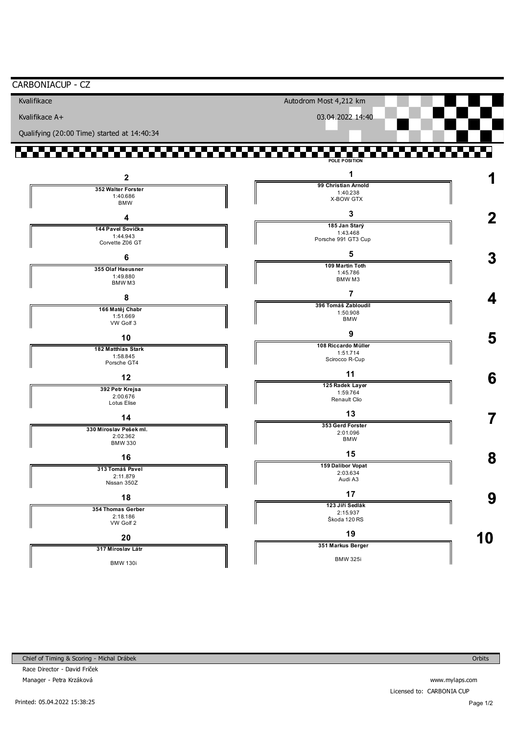# CARBONIACUP - CZ

Kvalifikace

Kvalifikace A+

Qualifying (20:00 Time) started at 14:40:34

Autodrom Most 4,212 km

03.04.2022 14:40

**POLE POSITION**

| Row | Position | No. | Driver | Time | Car |
|---|---|---|---|---|---|
| 1 | 1 | 99 | Christian Arnold | 1:40.238 | X-BOW GTX |
| 1 | 2 | 352 | Walter Forster | 1:40.686 | BMW |
| 2 | 3 | 185 | Jan Starý | 1:43.468 | Porsche 991 GT3 Cup |
| 2 | 4 | 144 | Pavel Sovička | 1:44.943 | Corvette Z06 GT |
| 3 | 5 | 109 | Martin Toth | 1:45.786 | BMW M3 |
| 3 | 6 | 355 | Olaf Haeusner | 1:49.880 | BMW M3 |
| 4 | 7 | 396 | Tomáš Zabloudil | 1:50.908 | BMW |
| 4 | 8 | 166 | Matěj Chabr | 1:51.669 | VW Golf 3 |
| 5 | 9 | 108 | Riccardo Müller | 1:51.714 | Scirocco R-Cup |
| 5 | 10 | 182 | Matthias Stark | 1:58.845 | Porsche GT4 |
| 6 | 11 | 125 | Radek Layer | 1:59.764 | Renault Clio |
| 6 | 12 | 392 | Petr Krejsa | 2:00.676 | Lotus Elise |
| 7 | 13 | 353 | Gerd Forster | 2:01.096 | BMW |
| 7 | 14 | 330 | Miroslav Pešek ml. | 2:02.362 | BMW 330 |
| 8 | 15 | 159 | Dalibor Vopat | 2:03.634 | Audi A3 |
| 8 | 16 | 313 | Tomáš Pavel | 2:11.879 | Nissan 350Z |
| 9 | 17 | 123 | Jiří Sedlák | 2:15.937 | Škoda 120 RS |
| 9 | 18 | 354 | Thomas Gerber | 2:18.186 | VW Golf 2 |
| 10 | 19 | 351 | Markus Berger | | BMW 325i |
| 10 | 20 | 317 | Miroslav Látr | | BMW 130i |

Chief of Timing & Scoring - Michal Drábek

Race Director - David Friček

Manager - Petra Krzáková

Orbits

www.mylaps.com

Licensed to: CARBONIA CUP

Printed: 05.04.2022 15:38:25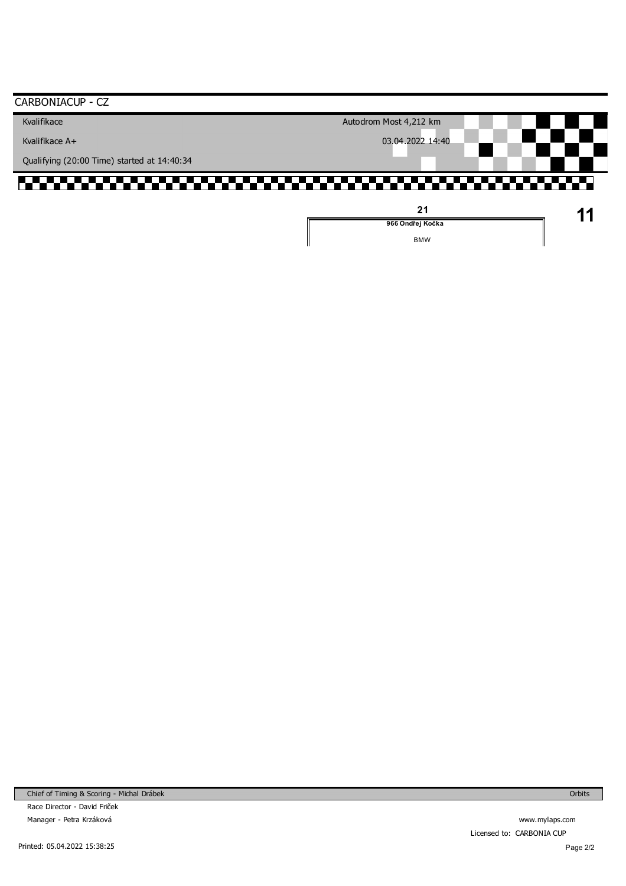CARBONIACUP - CZ

Kvalifikace

Kvalifikace A+

Qualifying (20:00 Time) started at 14:40:34

Autodrom Most 4,212 km

03.04.2022 14:40

**21**

**966 Ondřej Kočka**

BMW

**11**

Chief of Timing & Scoring - Michal Drábek

Race Director - David Friček

Manager - Petra Krzáková

Orbits

www.mylaps.com

Licensed to: CARBONIA CUP

Printed: 05.04.2022 15:38:25